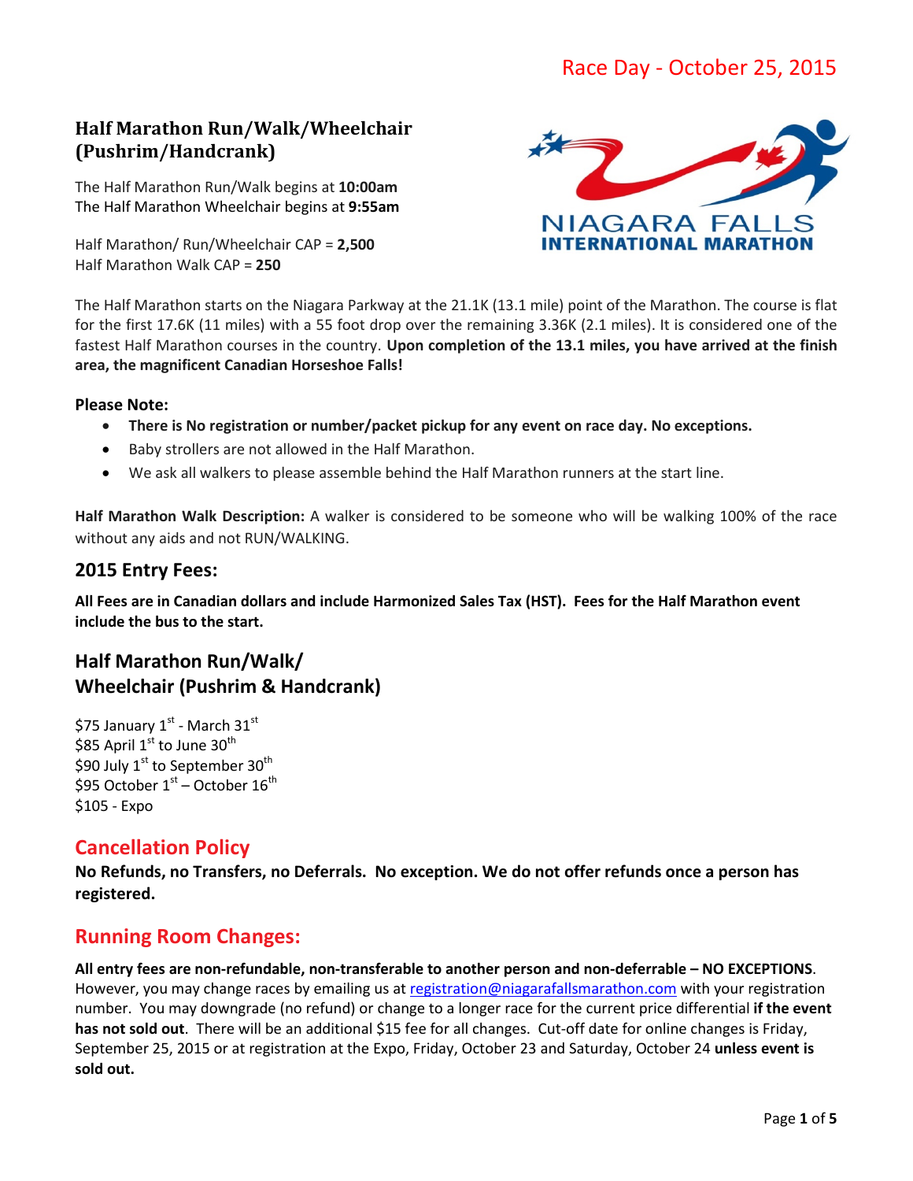Race Day - October 25, 2015

## Half Marathon Run/Walk/Wheelchair (Pushrim/Handcrank)

NIAGARA FALLS INTERNATIONAL MARATHON

The Half Marathon Run/Walk begins at **10:00am**
The Half Marathon Wheelchair begins at **9:55am**

Half Marathon/ Run/Wheelchair CAP = **2,500**
Half Marathon Walk CAP = **250**

The Half Marathon starts on the Niagara Parkway at the 21.1K (13.1 mile) point of the Marathon. The course is flat for the first 17.6K (11 miles) with a 55 foot drop over the remaining 3.36K (2.1 miles). It is considered one of the fastest Half Marathon courses in the country. **Upon completion of the 13.1 miles, you have arrived at the finish area, the magnificent Canadian Horseshoe Falls!**

**Please Note:**

- **There is No registration or number/packet pickup for any event on race day. No exceptions.**
- Baby strollers are not allowed in the Half Marathon.
- We ask all walkers to please assemble behind the Half Marathon runners at the start line.

**Half Marathon Walk Description:** A walker is considered to be someone who will be walking 100% of the race without any aids and not RUN/WALKING.

## 2015 Entry Fees:

**All Fees are in Canadian dollars and include Harmonized Sales Tax (HST). Fees for the Half Marathon event include the bus to the start.**

## Half Marathon Run/Walk/ Wheelchair (Pushrim & Handcrank)

$75 January 1st - March 31st
$85 April 1st to June 30th
$90 July 1st to September 30th
$95 October 1st – October 16th
$105 - Expo

## Cancellation Policy

**No Refunds, no Transfers, no Deferrals. No exception. We do not offer refunds once a person has registered.**

## Running Room Changes:

**All entry fees are non-refundable, non-transferable to another person and non-deferrable – NO EXCEPTIONS**. However, you may change races by emailing us at registration@niagarafallsmarathon.com with your registration number. You may downgrade (no refund) or change to a longer race for the current price differential **if the event has not sold out**. There will be an additional $15 fee for all changes. Cut-off date for online changes is Friday, September 25, 2015 or at registration at the Expo, Friday, October 23 and Saturday, October 24 **unless event is sold out.**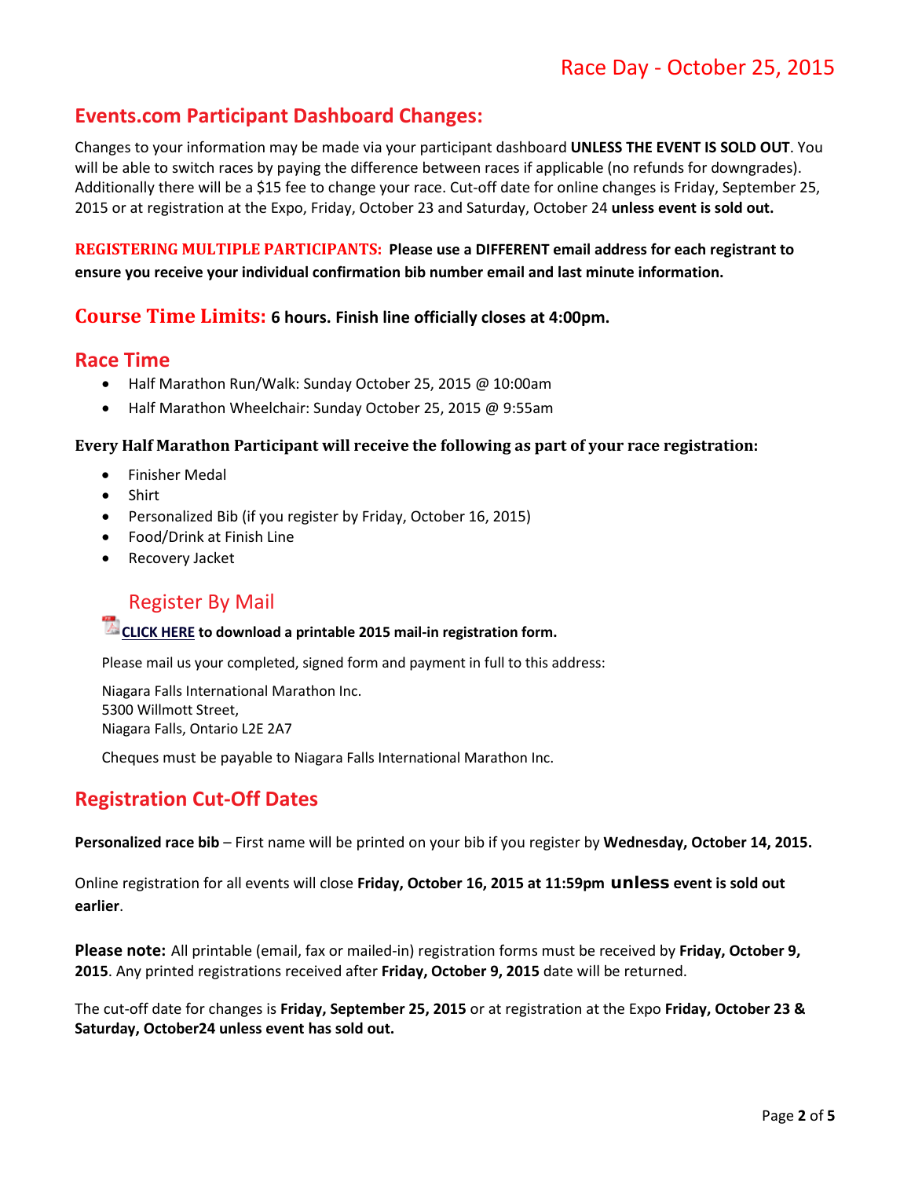Race Day - October 25, 2015

## Events.com Participant Dashboard Changes:

Changes to your information may be made via your participant dashboard **UNLESS THE EVENT IS SOLD OUT**. You will be able to switch races by paying the difference between races if applicable (no refunds for downgrades). Additionally there will be a $15 fee to change your race. Cut-off date for online changes is Friday, September 25, 2015 or at registration at the Expo, Friday, October 23 and Saturday, October 24 **unless event is sold out.**

**REGISTERING MULTIPLE PARTICIPANTS: Please use a DIFFERENT email address for each registrant to ensure you receive your individual confirmation bib number email and last minute information.**

## Course Time Limits: **6 hours. Finish line officially closes at 4:00pm.**

## Race Time

- Half Marathon Run/Walk: Sunday October 25, 2015 @ 10:00am
- Half Marathon Wheelchair: Sunday October 25, 2015 @ 9:55am

**Every Half Marathon Participant will receive the following as part of your race registration:**

- Finisher Medal
- Shirt
- Personalized Bib (if you register by Friday, October 16, 2015)
- Food/Drink at Finish Line
- Recovery Jacket

### Register By Mail

**CLICK HERE to download a printable 2015 mail-in registration form.**

Please mail us your completed, signed form and payment in full to this address:

Niagara Falls International Marathon Inc.
5300 Willmott Street,
Niagara Falls, Ontario L2E 2A7

Cheques must be payable to Niagara Falls International Marathon Inc.

## Registration Cut-Off Dates

**Personalized race bib** – First name will be printed on your bib if you register by **Wednesday, October 14, 2015.**

Online registration for all events will close **Friday, October 16, 2015 at 11:59pm unless event is sold out earlier**.

**Please note:** All printable (email, fax or mailed-in) registration forms must be received by **Friday, October 9, 2015**. Any printed registrations received after **Friday, October 9, 2015** date will be returned.

The cut-off date for changes is **Friday, September 25, 2015** or at registration at the Expo **Friday, October 23 & Saturday, October24 unless event has sold out.**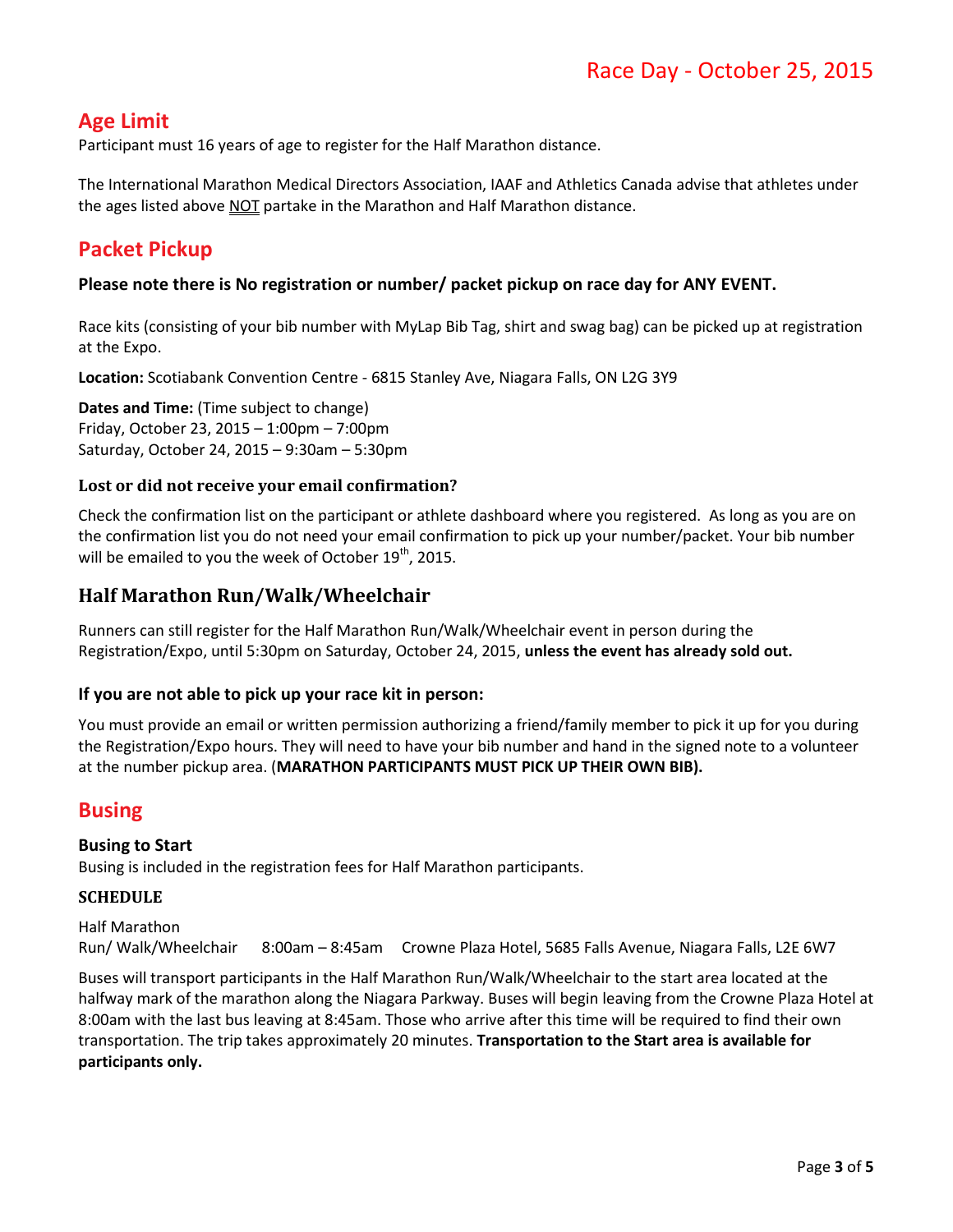Race Day - October 25, 2015

## Age Limit

Participant must 16 years of age to register for the Half Marathon distance.

The International Marathon Medical Directors Association, IAAF and Athletics Canada advise that athletes under the ages listed above NOT partake in the Marathon and Half Marathon distance.

## Packet Pickup

**Please note there is No registration or number/ packet pickup on race day for ANY EVENT.**

Race kits (consisting of your bib number with MyLap Bib Tag, shirt and swag bag) can be picked up at registration at the Expo.

**Location:** Scotiabank Convention Centre - 6815 Stanley Ave, Niagara Falls, ON L2G 3Y9

**Dates and Time:** (Time subject to change)
Friday, October 23, 2015 – 1:00pm – 7:00pm
Saturday, October 24, 2015 – 9:30am – 5:30pm

### Lost or did not receive your email confirmation?

Check the confirmation list on the participant or athlete dashboard where you registered. As long as you are on the confirmation list you do not need your email confirmation to pick up your number/packet. Your bib number will be emailed to you the week of October 19th, 2015.

## Half Marathon Run/Walk/Wheelchair

Runners can still register for the Half Marathon Run/Walk/Wheelchair event in person during the Registration/Expo, until 5:30pm on Saturday, October 24, 2015, **unless the event has already sold out.**

### If you are not able to pick up your race kit in person:

You must provide an email or written permission authorizing a friend/family member to pick it up for you during the Registration/Expo hours. They will need to have your bib number and hand in the signed note to a volunteer at the number pickup area. (**MARATHON PARTICIPANTS MUST PICK UP THEIR OWN BIB).**

## Busing

### Busing to Start

Busing is included in the registration fees for Half Marathon participants.

### SCHEDULE

Half Marathon
Run/ Walk/Wheelchair     8:00am – 8:45am     Crowne Plaza Hotel, 5685 Falls Avenue, Niagara Falls, L2E 6W7

Buses will transport participants in the Half Marathon Run/Walk/Wheelchair to the start area located at the halfway mark of the marathon along the Niagara Parkway. Buses will begin leaving from the Crowne Plaza Hotel at 8:00am with the last bus leaving at 8:45am. Those who arrive after this time will be required to find their own transportation. The trip takes approximately 20 minutes. **Transportation to the Start area is available for participants only.**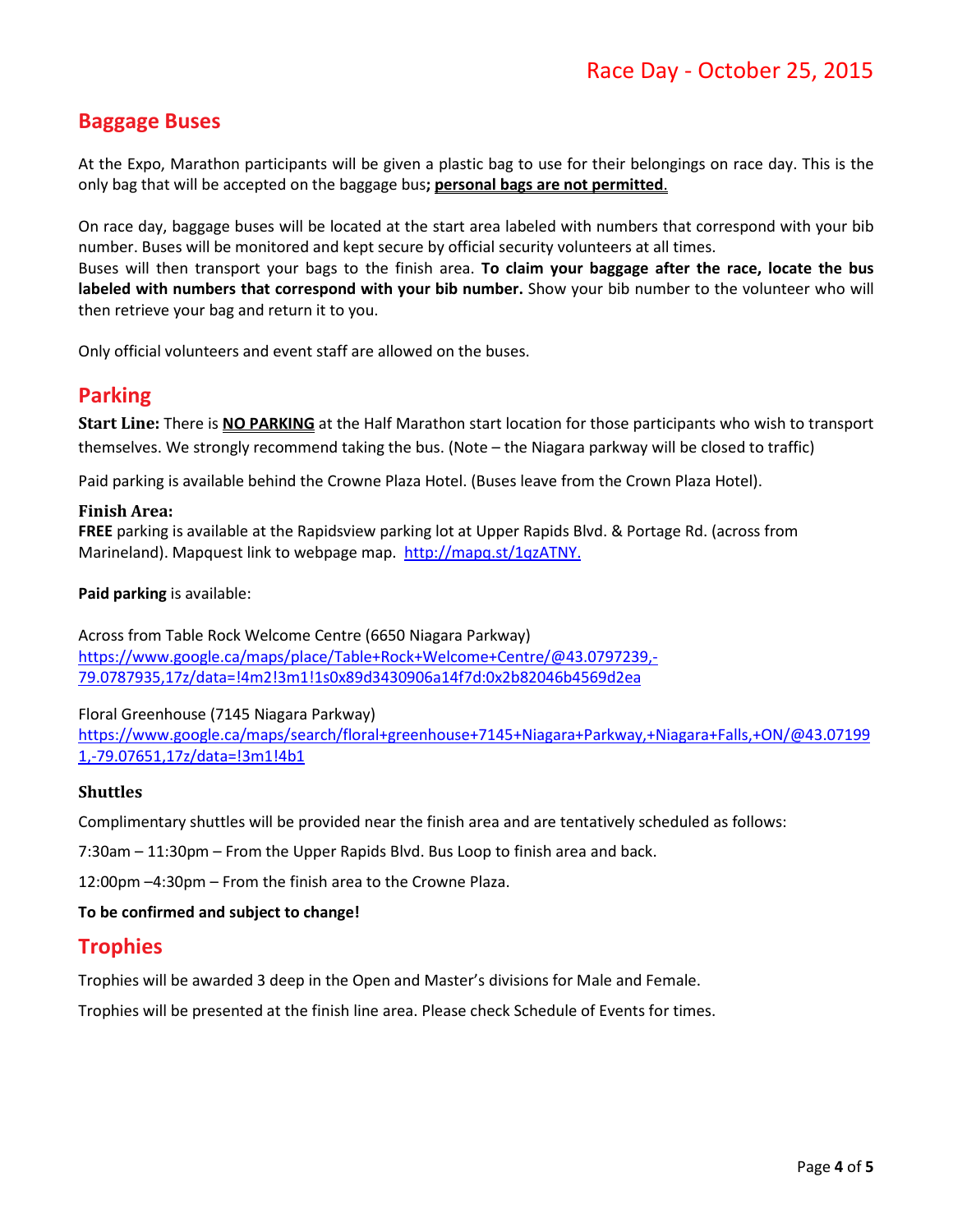# Race Day - October 25, 2015

## Baggage Buses

At the Expo, Marathon participants will be given a plastic bag to use for their belongings on race day. This is the only bag that will be accepted on the baggage bus**; personal bags are not permitted.**

On race day, baggage buses will be located at the start area labeled with numbers that correspond with your bib number. Buses will be monitored and kept secure by official security volunteers at all times.
Buses will then transport your bags to the finish area. **To claim your baggage after the race, locate the bus labeled with numbers that correspond with your bib number.** Show your bib number to the volunteer who will then retrieve your bag and return it to you.

Only official volunteers and event staff are allowed on the buses.

## Parking

**Start Line:** There is **NO PARKING** at the Half Marathon start location for those participants who wish to transport themselves. We strongly recommend taking the bus. (Note – the Niagara parkway will be closed to traffic)

Paid parking is available behind the Crowne Plaza Hotel. (Buses leave from the Crown Plaza Hotel).

### Finish Area:

**FREE** parking is available at the Rapidsview parking lot at Upper Rapids Blvd. & Portage Rd. (across from Marineland). Mapquest link to webpage map. http://mapq.st/1qzATNY.

**Paid parking** is available:

Across from Table Rock Welcome Centre (6650 Niagara Parkway)
https://www.google.ca/maps/place/Table+Rock+Welcome+Centre/@43.0797239,-79.0787935,17z/data=!4m2!3m1!1s0x89d3430906a14f7d:0x2b82046b4569d2ea

Floral Greenhouse (7145 Niagara Parkway)
https://www.google.ca/maps/search/floral+greenhouse+7145+Niagara+Parkway,+Niagara+Falls,+ON/@43.071991,-79.07651,17z/data=!3m1!4b1

### Shuttles

Complimentary shuttles will be provided near the finish area and are tentatively scheduled as follows:

7:30am – 11:30pm – From the Upper Rapids Blvd. Bus Loop to finish area and back.

12:00pm –4:30pm – From the finish area to the Crowne Plaza.

**To be confirmed and subject to change!**

## Trophies

Trophies will be awarded 3 deep in the Open and Master's divisions for Male and Female.

Trophies will be presented at the finish line area. Please check Schedule of Events for times.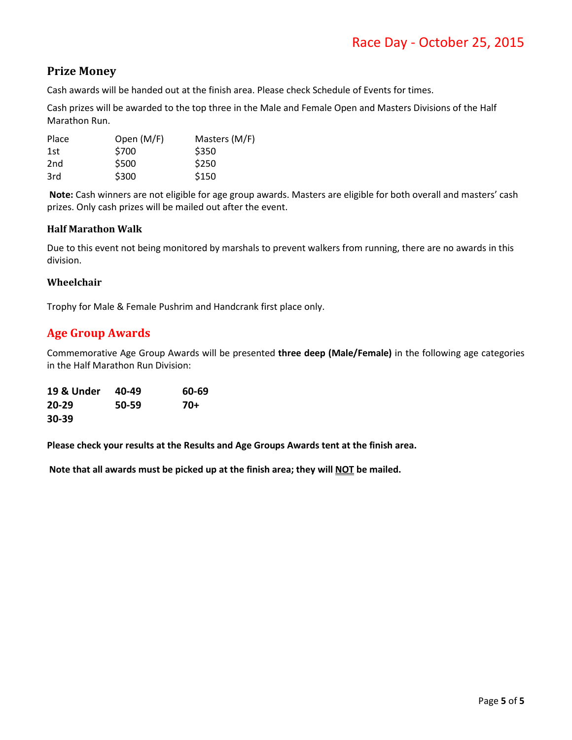Race Day - October 25, 2015

## Prize Money

Cash awards will be handed out at the finish area. Please check Schedule of Events for times.

Cash prizes will be awarded to the top three in the Male and Female Open and Masters Divisions of the Half Marathon Run.

| Place | Open (M/F) | Masters (M/F) |
|---|---|---|
| 1st | $700 | $350 |
| 2nd | $500 | $250 |
| 3rd | $300 | $150 |

**Note:** Cash winners are not eligible for age group awards. Masters are eligible for both overall and masters' cash prizes. Only cash prizes will be mailed out after the event.

### Half Marathon Walk

Due to this event not being monitored by marshals to prevent walkers from running, there are no awards in this division.

### Wheelchair

Trophy for Male & Female Pushrim and Handcrank first place only.

## Age Group Awards

Commemorative Age Group Awards will be presented **three deep (Male/Female)** in the following age categories in the Half Marathon Run Division:

| | | |
|---|---|---|
| **19 & Under** | **40-49** | **60-69** |
| **20-29** | **50-59** | **70+** |
| **30-39** | | |

**Please check your results at the Results and Age Groups Awards tent at the finish area.**

**Note that all awards must be picked up at the finish area; they will <u>NOT</u> be mailed.**